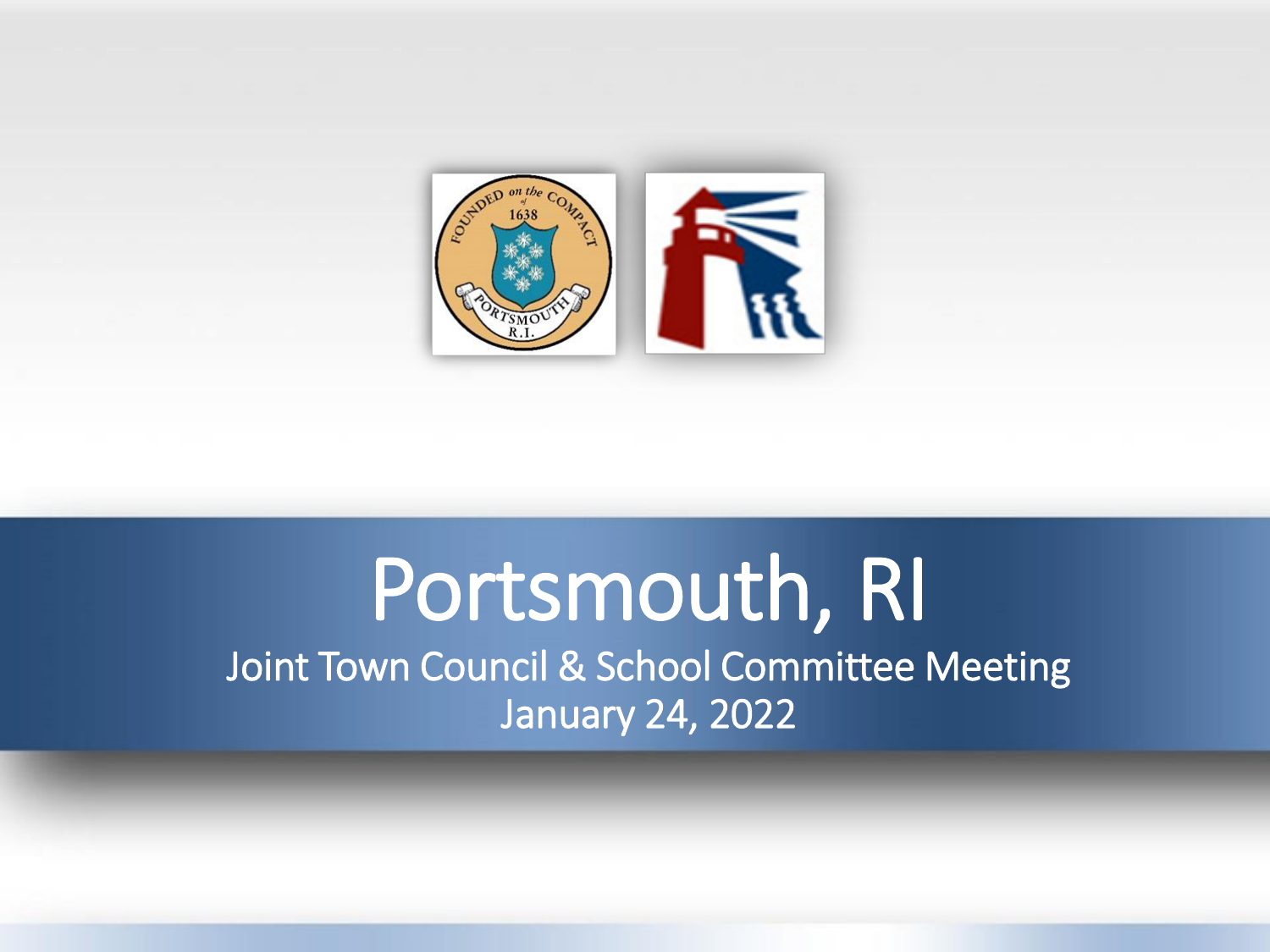# Portsmouth, RI

## Joint Town Council & School Committee Meeting

January 24, 2022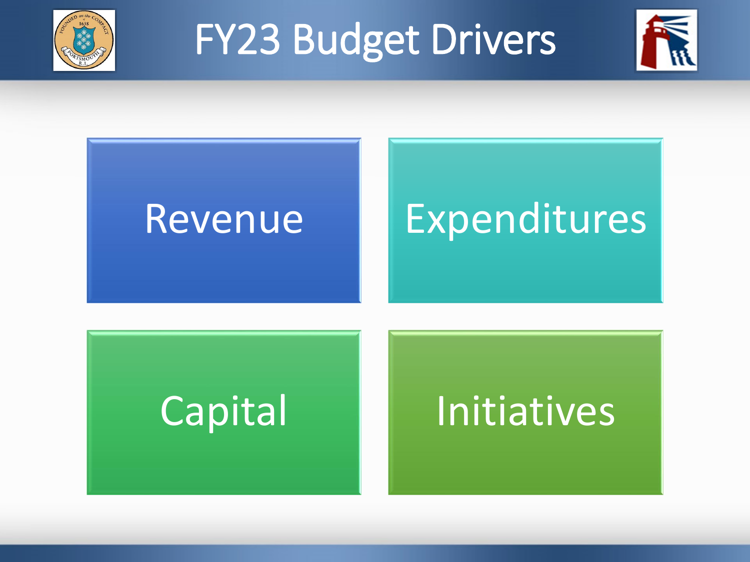# FY23 Budget Drivers

- Revenue
- Expenditures
- Capital
- Initiatives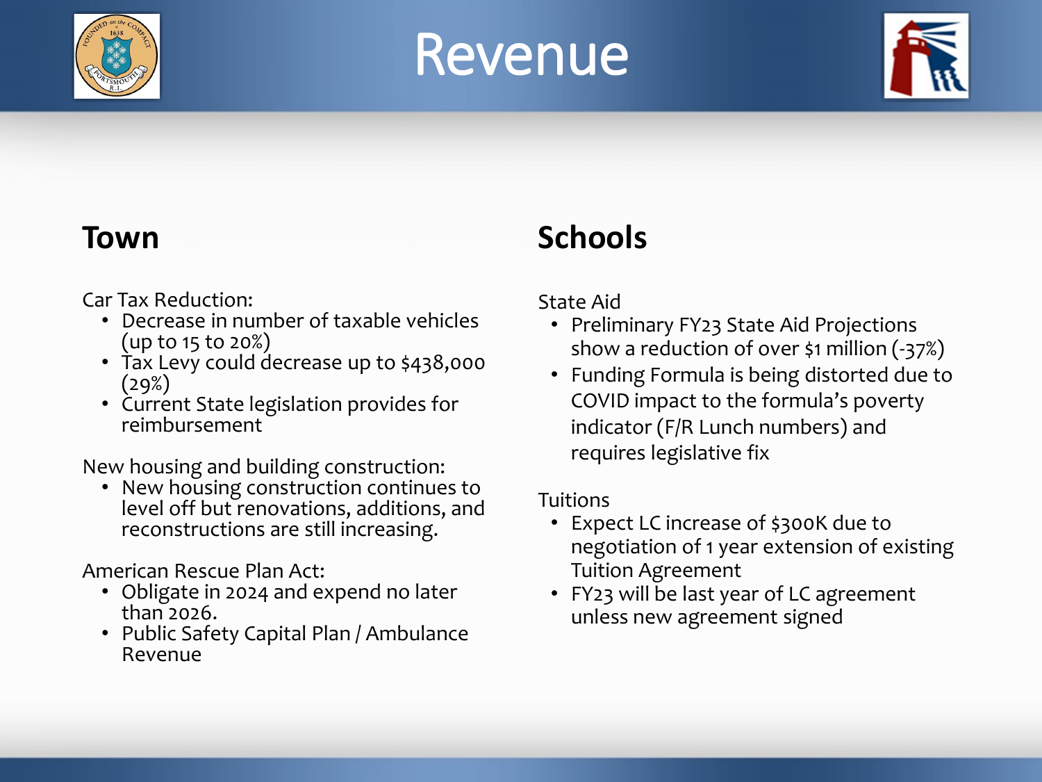# Revenue

## Town

Car Tax Reduction:

- Decrease in number of taxable vehicles (up to 15 to 20%)
- Tax Levy could decrease up to $438,000 (29%)
- Current State legislation provides for reimbursement

New housing and building construction:

- New housing construction continues to level off but renovations, additions, and reconstructions are still increasing.

American Rescue Plan Act:

- Obligate in 2024 and expend no later than 2026.
- Public Safety Capital Plan / Ambulance Revenue

## Schools

State Aid

- Preliminary FY23 State Aid Projections show a reduction of over $1 million (-37%)
- Funding Formula is being distorted due to COVID impact to the formula's poverty indicator (F/R Lunch numbers) and requires legislative fix

Tuitions

- Expect LC increase of $300K due to negotiation of 1 year extension of existing Tuition Agreement
- FY23 will be last year of LC agreement unless new agreement signed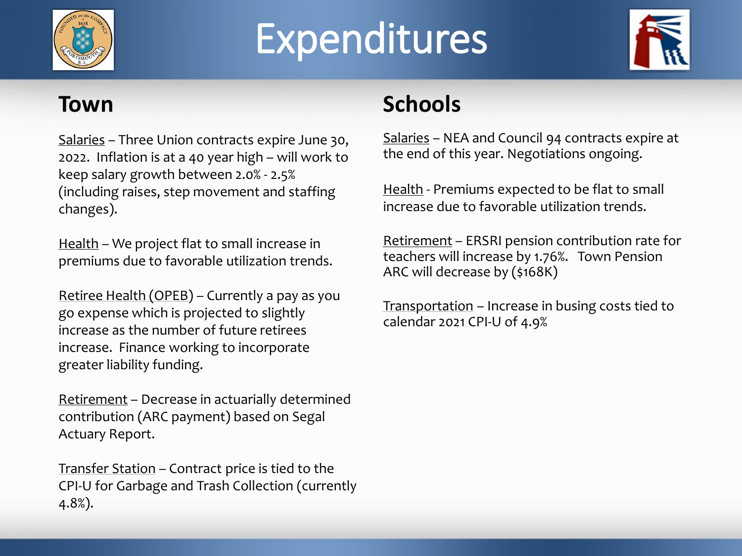# Expenditures

## Town

Salaries – Three Union contracts expire June 30, 2022. Inflation is at a 40 year high – will work to keep salary growth between 2.0% - 2.5% (including raises, step movement and staffing changes).

Health – We project flat to small increase in premiums due to favorable utilization trends.

Retiree Health (OPEB) – Currently a pay as you go expense which is projected to slightly increase as the number of future retirees increase. Finance working to incorporate greater liability funding.

Retirement – Decrease in actuarially determined contribution (ARC payment) based on Segal Actuary Report.

Transfer Station – Contract price is tied to the CPI-U for Garbage and Trash Collection (currently 4.8%).

## Schools

Salaries – NEA and Council 94 contracts expire at the end of this year. Negotiations ongoing.

Health - Premiums expected to be flat to small increase due to favorable utilization trends.

Retirement – ERSRI pension contribution rate for teachers will increase by 1.76%. Town Pension ARC will decrease by ($168K)

Transportation – Increase in busing costs tied to calendar 2021 CPI-U of 4.9%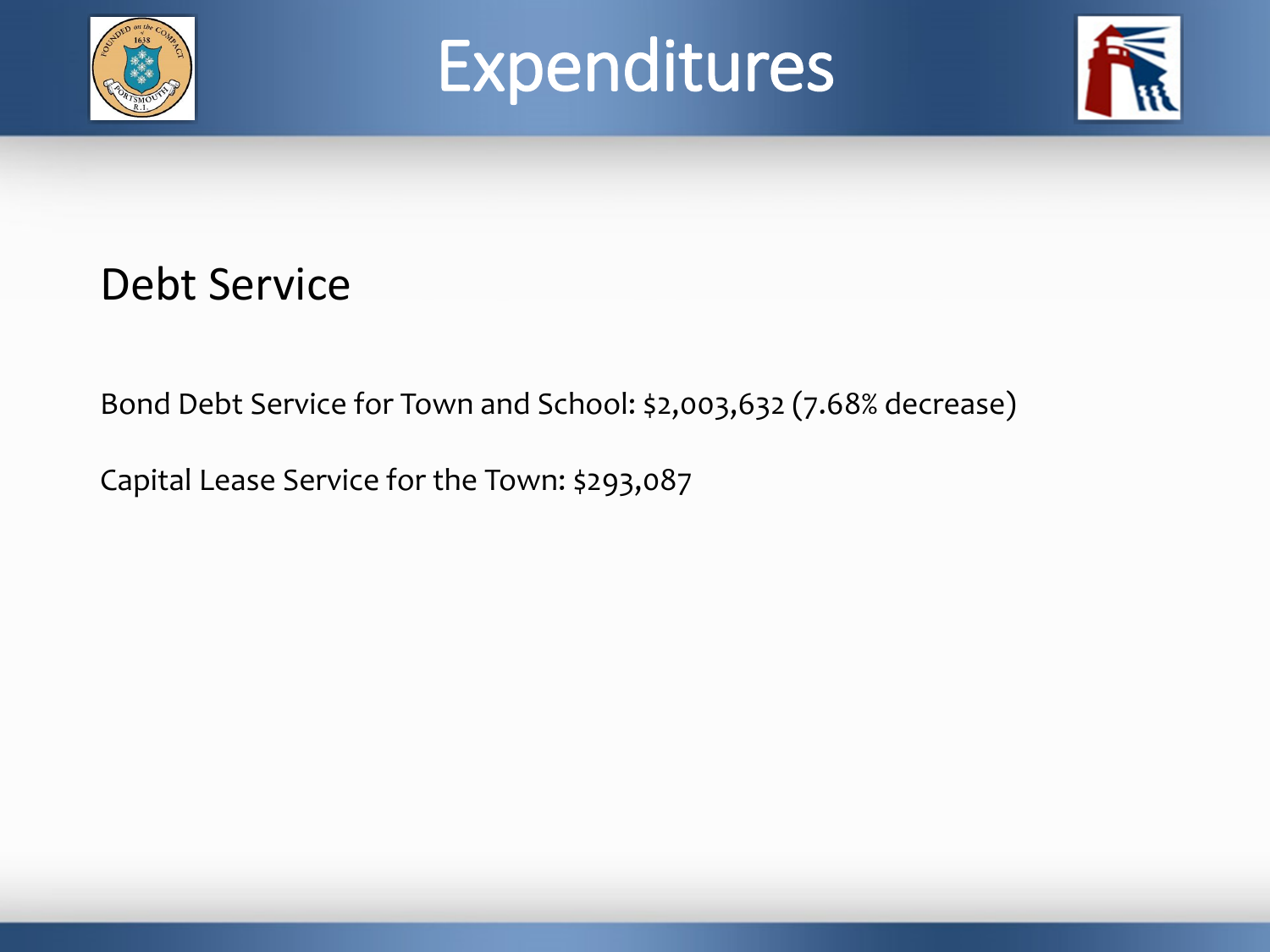# Expenditures

## Debt Service

Bond Debt Service for Town and School: $2,003,632 (7.68% decrease)

Capital Lease Service for the Town: $293,087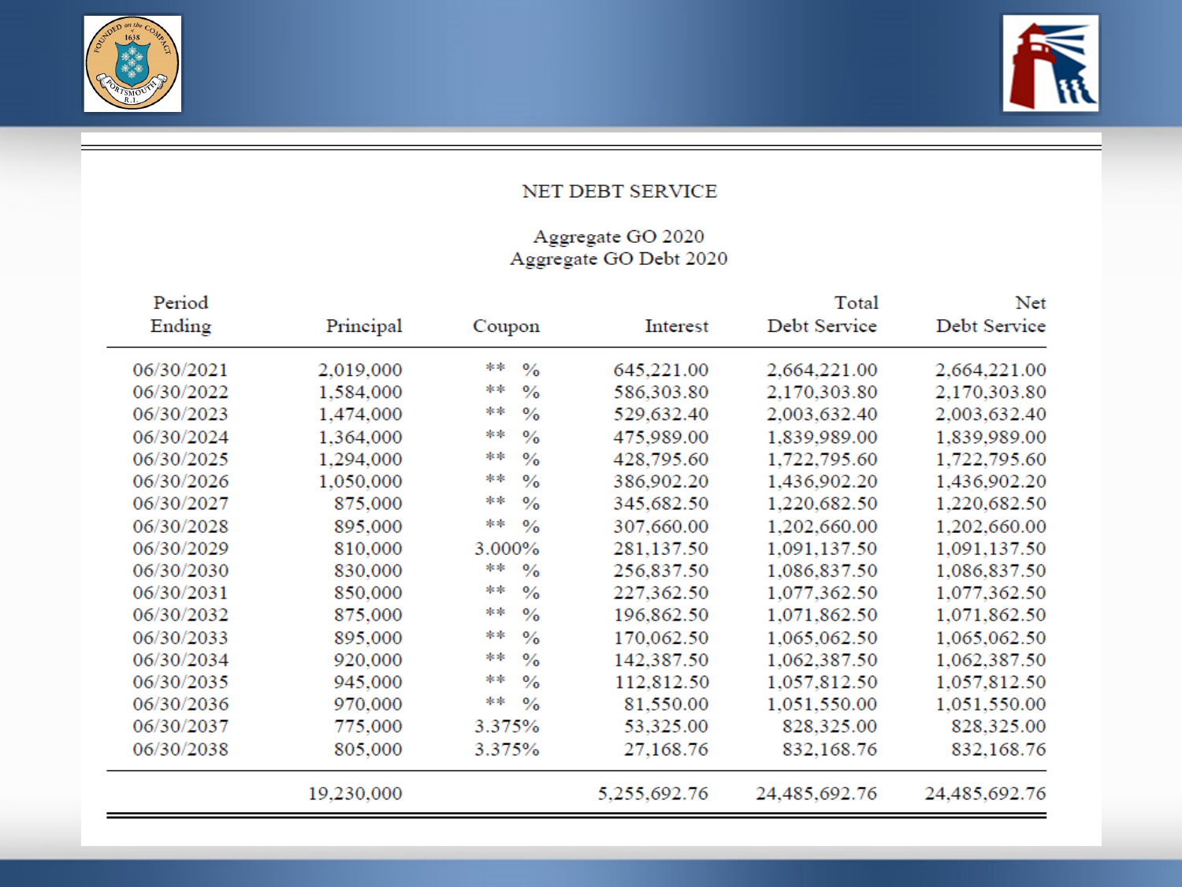## NET DEBT SERVICE

### Aggregate GO 2020
### Aggregate GO Debt 2020

| Period Ending | Principal | Coupon | Interest | Total Debt Service | Net Debt Service |
|---|---|---|---|---|---|
| 06/30/2021 | 2,019,000 | ** % | 645,221.00 | 2,664,221.00 | 2,664,221.00 |
| 06/30/2022 | 1,584,000 | ** % | 586,303.80 | 2,170,303.80 | 2,170,303.80 |
| 06/30/2023 | 1,474,000 | ** % | 529,632.40 | 2,003,632.40 | 2,003,632.40 |
| 06/30/2024 | 1,364,000 | ** % | 475,989.00 | 1,839,989.00 | 1,839,989.00 |
| 06/30/2025 | 1,294,000 | ** % | 428,795.60 | 1,722,795.60 | 1,722,795.60 |
| 06/30/2026 | 1,050,000 | ** % | 386,902.20 | 1,436,902.20 | 1,436,902.20 |
| 06/30/2027 | 875,000 | ** % | 345,682.50 | 1,220,682.50 | 1,220,682.50 |
| 06/30/2028 | 895,000 | ** % | 307,660.00 | 1,202,660.00 | 1,202,660.00 |
| 06/30/2029 | 810,000 | 3.000% | 281,137.50 | 1,091,137.50 | 1,091,137.50 |
| 06/30/2030 | 830,000 | ** % | 256,837.50 | 1,086,837.50 | 1,086,837.50 |
| 06/30/2031 | 850,000 | ** % | 227,362.50 | 1,077,362.50 | 1,077,362.50 |
| 06/30/2032 | 875,000 | ** % | 196,862.50 | 1,071,862.50 | 1,071,862.50 |
| 06/30/2033 | 895,000 | ** % | 170,062.50 | 1,065,062.50 | 1,065,062.50 |
| 06/30/2034 | 920,000 | ** % | 142,387.50 | 1,062,387.50 | 1,062,387.50 |
| 06/30/2035 | 945,000 | ** % | 112,812.50 | 1,057,812.50 | 1,057,812.50 |
| 06/30/2036 | 970,000 | ** % | 81,550.00 | 1,051,550.00 | 1,051,550.00 |
| 06/30/2037 | 775,000 | 3.375% | 53,325.00 | 828,325.00 | 828,325.00 |
| 06/30/2038 | 805,000 | 3.375% | 27,168.76 | 832,168.76 | 832,168.76 |
| | 19,230,000 | | 5,255,692.76 | 24,485,692.76 | 24,485,692.76 |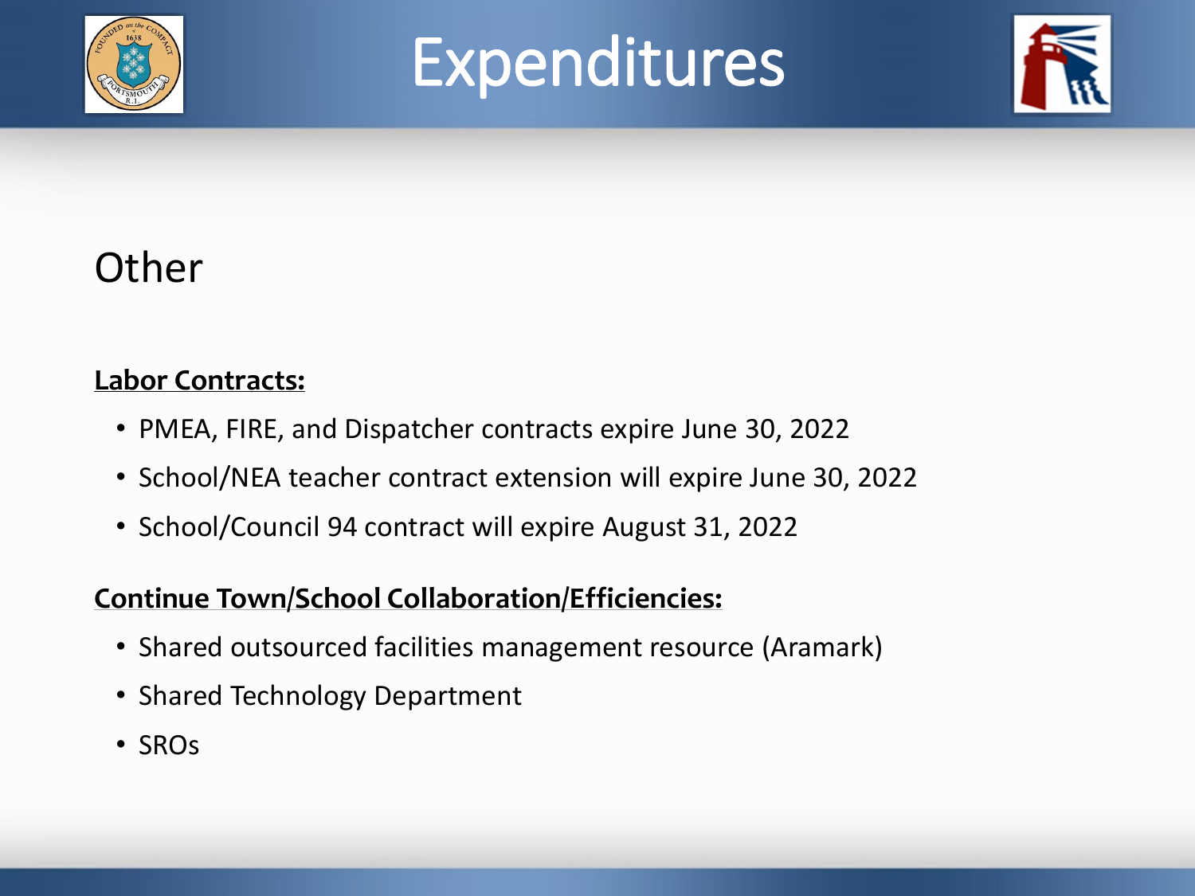# Expenditures

## Other

**Labor Contracts:**

- PMEA, FIRE, and Dispatcher contracts expire June 30, 2022
- School/NEA teacher contract extension will expire June 30, 2022
- School/Council 94 contract will expire August 31, 2022

**Continue Town/School Collaboration/Efficiencies:**

- Shared outsourced facilities management resource (Aramark)
- Shared Technology Department
- SROs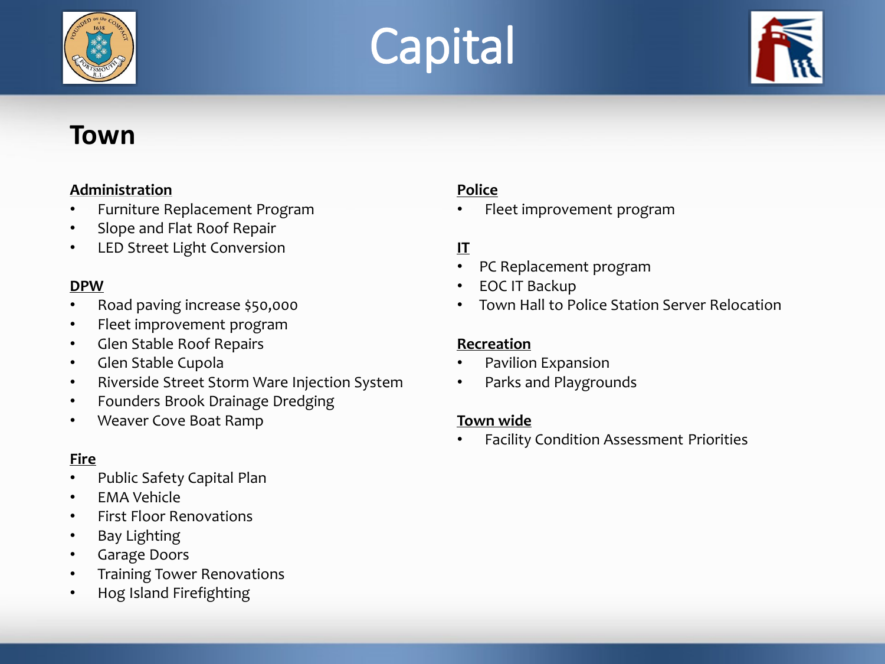# Capital

## Town

**Administration**

- Furniture Replacement Program
- Slope and Flat Roof Repair
- LED Street Light Conversion

**DPW**

- Road paving increase $50,000
- Fleet improvement program
- Glen Stable Roof Repairs
- Glen Stable Cupola
- Riverside Street Storm Ware Injection System
- Founders Brook Drainage Dredging
- Weaver Cove Boat Ramp

**Fire**

- Public Safety Capital Plan
- EMA Vehicle
- First Floor Renovations
- Bay Lighting
- Garage Doors
- Training Tower Renovations
- Hog Island Firefighting

**Police**

- Fleet improvement program

**IT**

- PC Replacement program
- EOC IT Backup
- Town Hall to Police Station Server Relocation

**Recreation**

- Pavilion Expansion
- Parks and Playgrounds

**Town wide**

- Facility Condition Assessment Priorities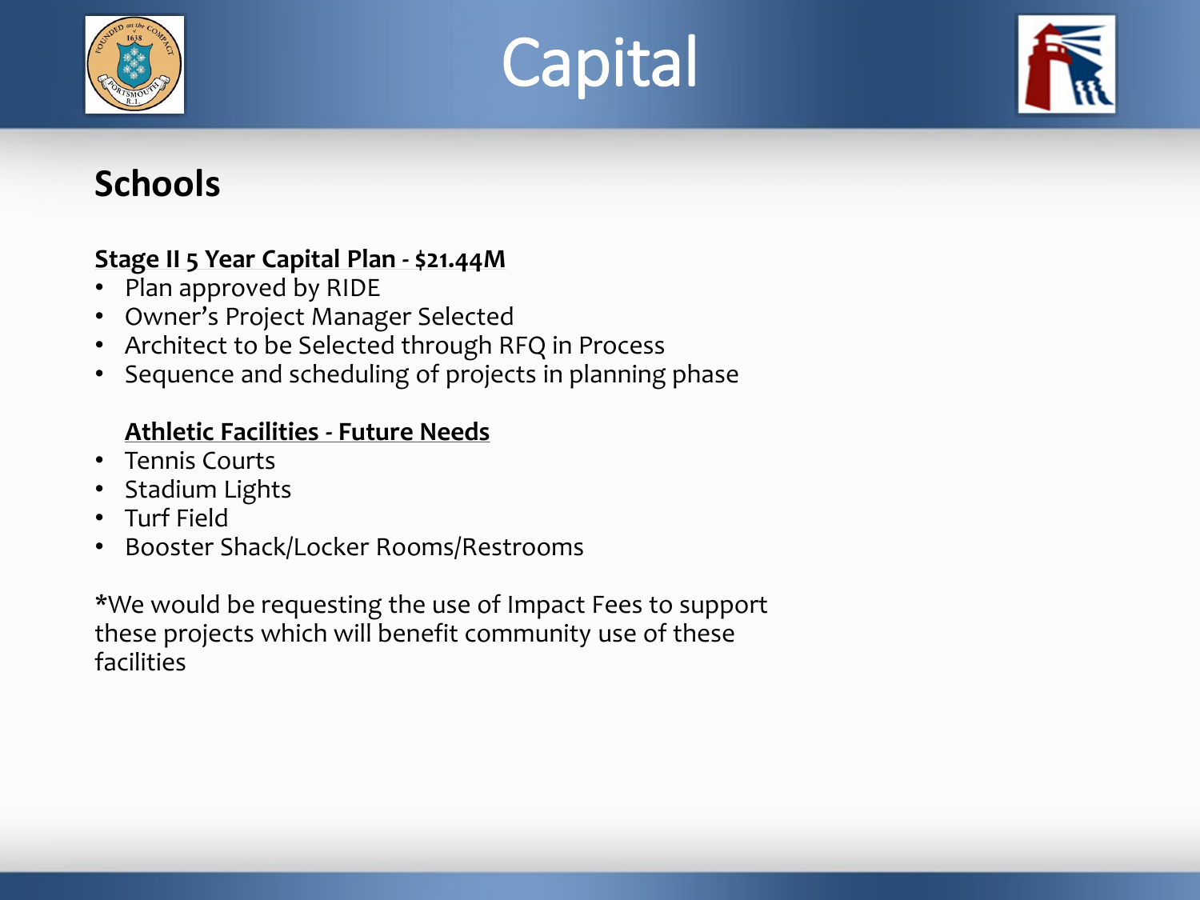# Capital

## Schools

**Stage II 5 Year Capital Plan - $21.44M**

- Plan approved by RIDE
- Owner's Project Manager Selected
- Architect to be Selected through RFQ in Process
- Sequence and scheduling of projects in planning phase

**Athletic Facilities - Future Needs**

- Tennis Courts
- Stadium Lights
- Turf Field
- Booster Shack/Locker Rooms/Restrooms

*We would be requesting the use of Impact Fees to support these projects which will benefit community use of these facilities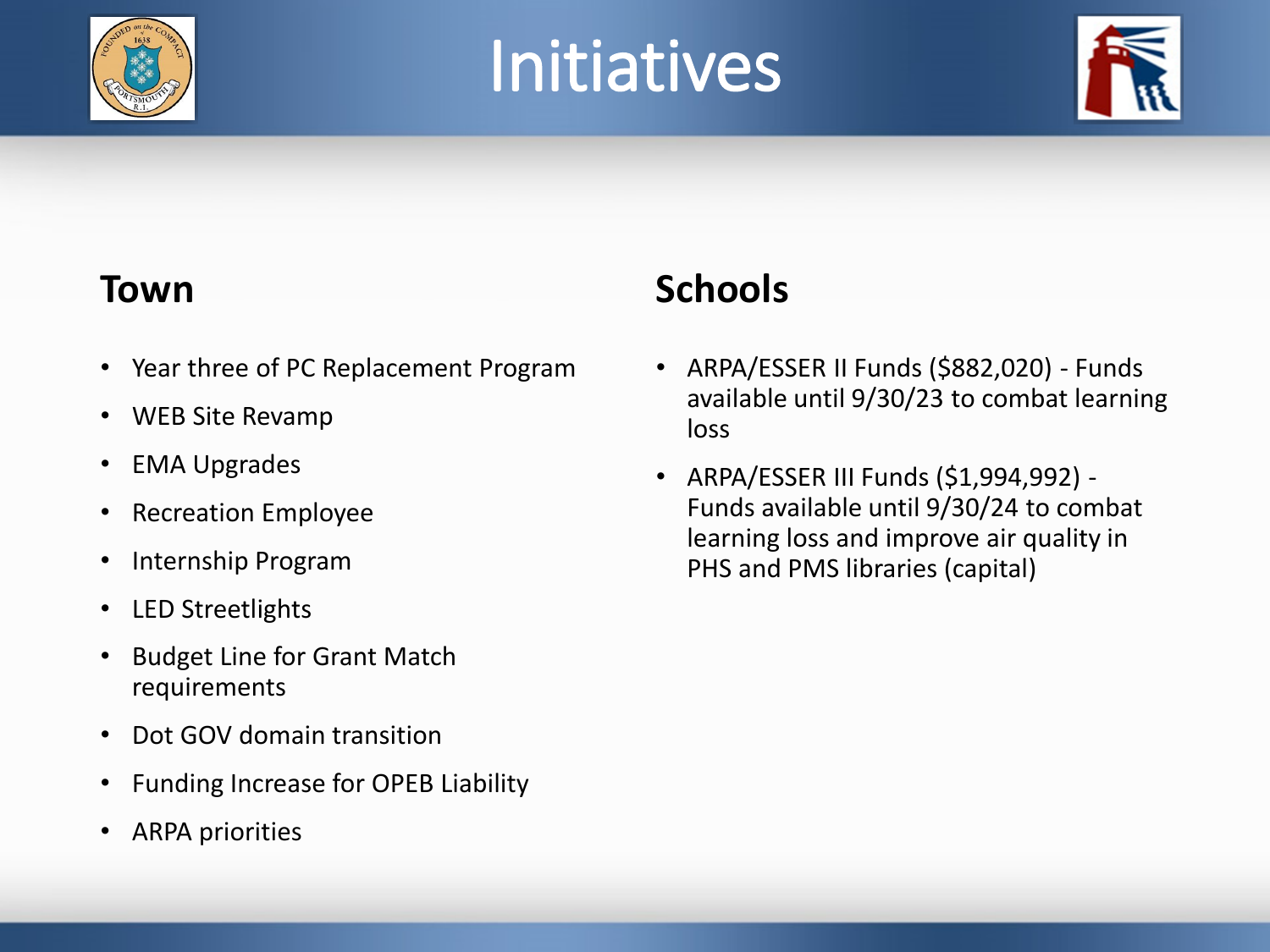# Initiatives

## Town

- Year three of PC Replacement Program
- WEB Site Revamp
- EMA Upgrades
- Recreation Employee
- Internship Program
- LED Streetlights
- Budget Line for Grant Match requirements
- Dot GOV domain transition
- Funding Increase for OPEB Liability
- ARPA priorities

## Schools

- ARPA/ESSER II Funds ($882,020) - Funds available until 9/30/23 to combat learning loss
- ARPA/ESSER III Funds ($1,994,992) - Funds available until 9/30/24 to combat learning loss and improve air quality in PHS and PMS libraries (capital)